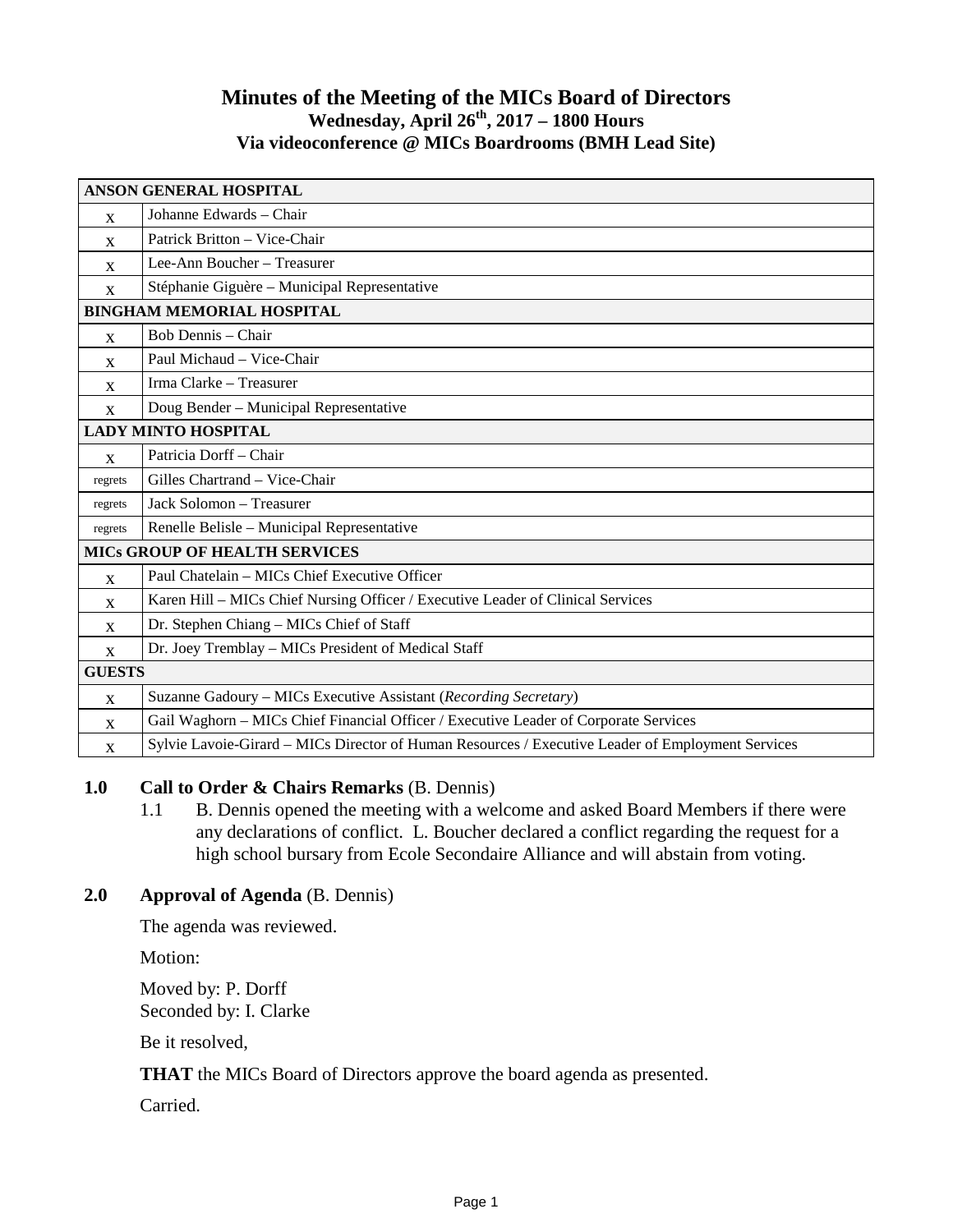# Minutes of the Meeting of the MICs Board of Directors

**Wednesday, April 26th, 2017 – 1800 Hours**

**Via videoconference @ MICs Boardrooms (BMH Lead Site)**

| | |
|---|---|
| **ANSON GENERAL HOSPITAL** | |
| X | Johanne Edwards – Chair |
| X | Patrick Britton – Vice-Chair |
| X | Lee-Ann Boucher – Treasurer |
| X | Stéphanie Giguère – Municipal Representative |
| **BINGHAM MEMORIAL HOSPITAL** | |
| X | Bob Dennis – Chair |
| X | Paul Michaud – Vice-Chair |
| X | Irma Clarke – Treasurer |
| X | Doug Bender – Municipal Representative |
| **LADY MINTO HOSPITAL** | |
| X | Patricia Dorff – Chair |
| regrets | Gilles Chartrand – Vice-Chair |
| regrets | Jack Solomon – Treasurer |
| regrets | Renelle Belisle – Municipal Representative |
| **MICs GROUP OF HEALTH SERVICES** | |
| X | Paul Chatelain – MICs Chief Executive Officer |
| X | Karen Hill – MICs Chief Nursing Officer / Executive Leader of Clinical Services |
| X | Dr. Stephen Chiang – MICs Chief of Staff |
| X | Dr. Joey Tremblay – MICs President of Medical Staff |
| **GUESTS** | |
| X | Suzanne Gadoury – MICs Executive Assistant (*Recording Secretary*) |
| X | Gail Waghorn – MICs Chief Financial Officer / Executive Leader of Corporate Services |
| X | Sylvie Lavoie-Girard – MICs Director of Human Resources / Executive Leader of Employment Services |

## 1.0 Call to Order & Chairs Remarks (B. Dennis)

1.1 B. Dennis opened the meeting with a welcome and asked Board Members if there were any declarations of conflict. L. Boucher declared a conflict regarding the request for a high school bursary from Ecole Secondaire Alliance and will abstain from voting.

## 2.0 Approval of Agenda (B. Dennis)

The agenda was reviewed.

Motion:

Moved by: P. Dorff
Seconded by: I. Clarke

Be it resolved,

**THAT** the MICs Board of Directors approve the board agenda as presented.

Carried.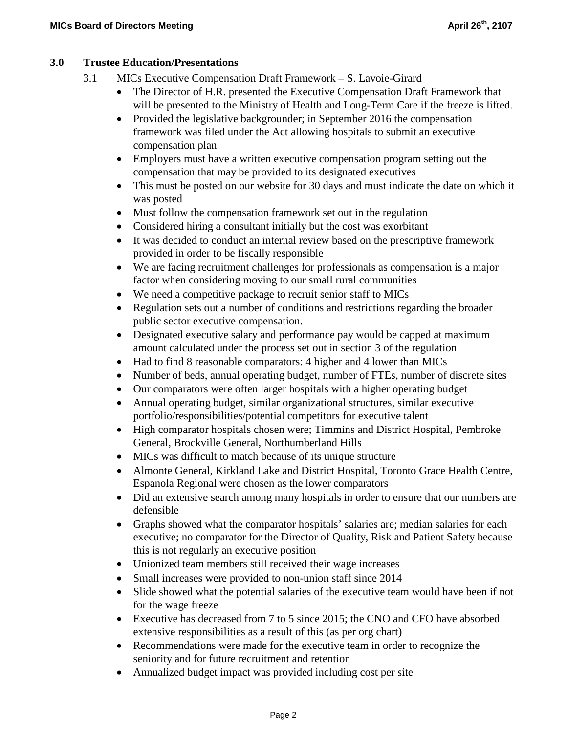## 3.0 Trustee Education/Presentations

3.1 MICs Executive Compensation Draft Framework – S. Lavoie-Girard

- The Director of H.R. presented the Executive Compensation Draft Framework that will be presented to the Ministry of Health and Long-Term Care if the freeze is lifted.
- Provided the legislative backgrounder; in September 2016 the compensation framework was filed under the Act allowing hospitals to submit an executive compensation plan
- Employers must have a written executive compensation program setting out the compensation that may be provided to its designated executives
- This must be posted on our website for 30 days and must indicate the date on which it was posted
- Must follow the compensation framework set out in the regulation
- Considered hiring a consultant initially but the cost was exorbitant
- It was decided to conduct an internal review based on the prescriptive framework provided in order to be fiscally responsible
- We are facing recruitment challenges for professionals as compensation is a major factor when considering moving to our small rural communities
- We need a competitive package to recruit senior staff to MICs
- Regulation sets out a number of conditions and restrictions regarding the broader public sector executive compensation.
- Designated executive salary and performance pay would be capped at maximum amount calculated under the process set out in section 3 of the regulation
- Had to find 8 reasonable comparators: 4 higher and 4 lower than MICs
- Number of beds, annual operating budget, number of FTEs, number of discrete sites
- Our comparators were often larger hospitals with a higher operating budget
- Annual operating budget, similar organizational structures, similar executive portfolio/responsibilities/potential competitors for executive talent
- High comparator hospitals chosen were; Timmins and District Hospital, Pembroke General, Brockville General, Northumberland Hills
- MICs was difficult to match because of its unique structure
- Almonte General, Kirkland Lake and District Hospital, Toronto Grace Health Centre, Espanola Regional were chosen as the lower comparators
- Did an extensive search among many hospitals in order to ensure that our numbers are defensible
- Graphs showed what the comparator hospitals' salaries are; median salaries for each executive; no comparator for the Director of Quality, Risk and Patient Safety because this is not regularly an executive position
- Unionized team members still received their wage increases
- Small increases were provided to non-union staff since 2014
- Slide showed what the potential salaries of the executive team would have been if not for the wage freeze
- Executive has decreased from 7 to 5 since 2015; the CNO and CFO have absorbed extensive responsibilities as a result of this (as per org chart)
- Recommendations were made for the executive team in order to recognize the seniority and for future recruitment and retention
- Annualized budget impact was provided including cost per site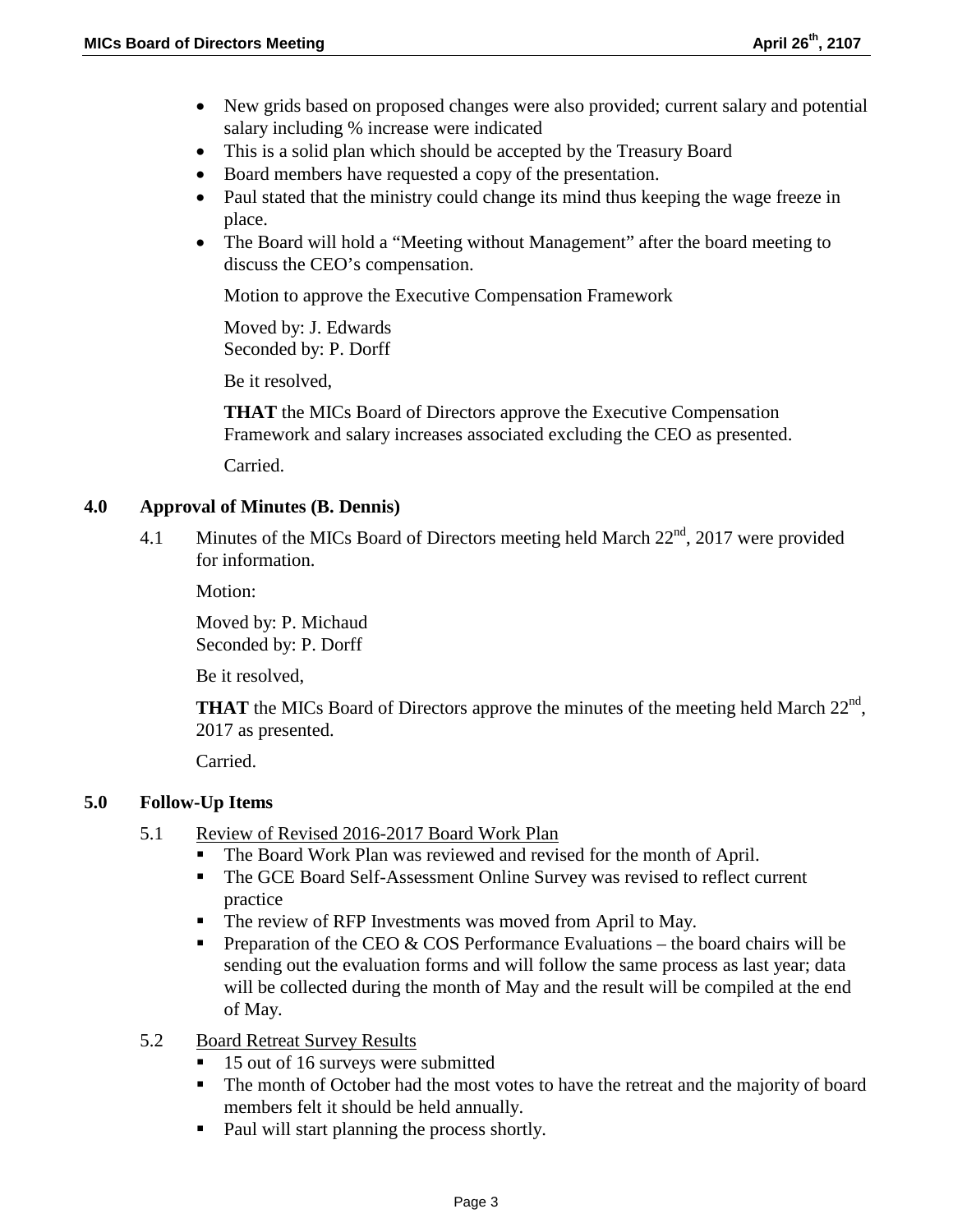- New grids based on proposed changes were also provided; current salary and potential salary including % increase were indicated
- This is a solid plan which should be accepted by the Treasury Board
- Board members have requested a copy of the presentation.
- Paul stated that the ministry could change its mind thus keeping the wage freeze in place.
- The Board will hold a "Meeting without Management" after the board meeting to discuss the CEO's compensation.

  Motion to approve the Executive Compensation Framework

  Moved by: J. Edwards
  Seconded by: P. Dorff

  Be it resolved,

  **THAT** the MICs Board of Directors approve the Executive Compensation Framework and salary increases associated excluding the CEO as presented.

  Carried.

## 4.0 Approval of Minutes (B. Dennis)

4.1 Minutes of the MICs Board of Directors meeting held March 22nd, 2017 were provided for information.

Motion:

Moved by: P. Michaud
Seconded by: P. Dorff

Be it resolved,

**THAT** the MICs Board of Directors approve the minutes of the meeting held March 22nd, 2017 as presented.

Carried.

## 5.0 Follow-Up Items

5.1 Review of Revised 2016-2017 Board Work Plan

- The Board Work Plan was reviewed and revised for the month of April.
- The GCE Board Self-Assessment Online Survey was revised to reflect current practice
- The review of RFP Investments was moved from April to May.
- Preparation of the CEO & COS Performance Evaluations – the board chairs will be sending out the evaluation forms and will follow the same process as last year; data will be collected during the month of May and the result will be compiled at the end of May.

5.2 Board Retreat Survey Results

- 15 out of 16 surveys were submitted
- The month of October had the most votes to have the retreat and the majority of board members felt it should be held annually.
- Paul will start planning the process shortly.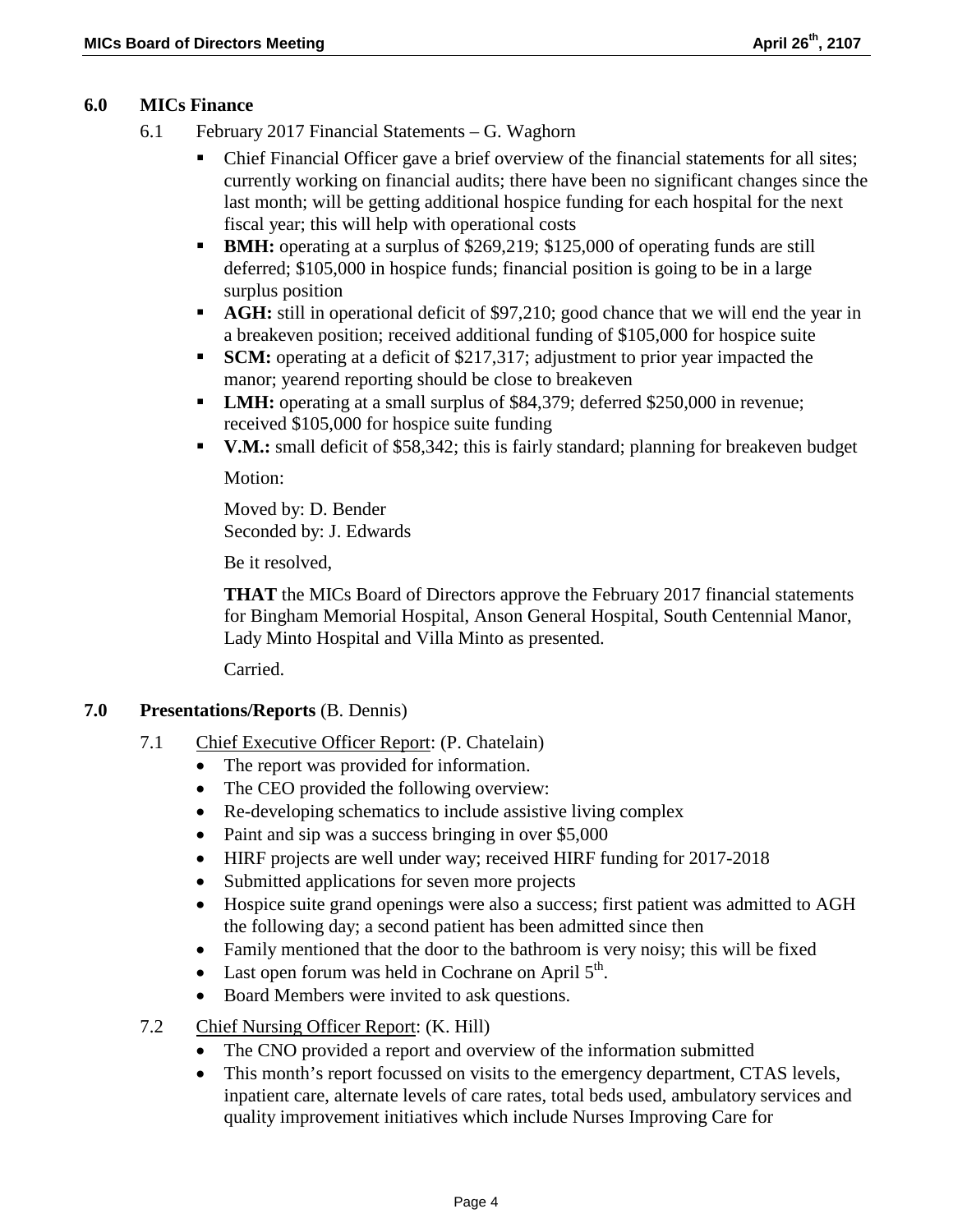## 6.0 MICs Finance

6.1 February 2017 Financial Statements – G. Waghorn

- Chief Financial Officer gave a brief overview of the financial statements for all sites; currently working on financial audits; there have been no significant changes since the last month; will be getting additional hospice funding for each hospital for the next fiscal year; this will help with operational costs
- **BMH:** operating at a surplus of $269,219; $125,000 of operating funds are still deferred; $105,000 in hospice funds; financial position is going to be in a large surplus position
- **AGH:** still in operational deficit of $97,210; good chance that we will end the year in a breakeven position; received additional funding of $105,000 for hospice suite
- **SCM:** operating at a deficit of $217,317; adjustment to prior year impacted the manor; yearend reporting should be close to breakeven
- **LMH:** operating at a small surplus of $84,379; deferred $250,000 in revenue; received $105,000 for hospice suite funding
- **V.M.:** small deficit of $58,342; this is fairly standard; planning for breakeven budget

Motion:

Moved by: D. Bender
Seconded by: J. Edwards

Be it resolved,

**THAT** the MICs Board of Directors approve the February 2017 financial statements for Bingham Memorial Hospital, Anson General Hospital, South Centennial Manor, Lady Minto Hospital and Villa Minto as presented.

Carried.

## 7.0 Presentations/Reports (B. Dennis)

7.1 Chief Executive Officer Report: (P. Chatelain)

- The report was provided for information.
- The CEO provided the following overview:
- Re-developing schematics to include assistive living complex
- Paint and sip was a success bringing in over $5,000
- HIRF projects are well under way; received HIRF funding for 2017-2018
- Submitted applications for seven more projects
- Hospice suite grand openings were also a success; first patient was admitted to AGH the following day; a second patient has been admitted since then
- Family mentioned that the door to the bathroom is very noisy; this will be fixed
- Last open forum was held in Cochrane on April 5th.
- Board Members were invited to ask questions.

7.2 Chief Nursing Officer Report: (K. Hill)

- The CNO provided a report and overview of the information submitted
- This month's report focussed on visits to the emergency department, CTAS levels, inpatient care, alternate levels of care rates, total beds used, ambulatory services and quality improvement initiatives which include Nurses Improving Care for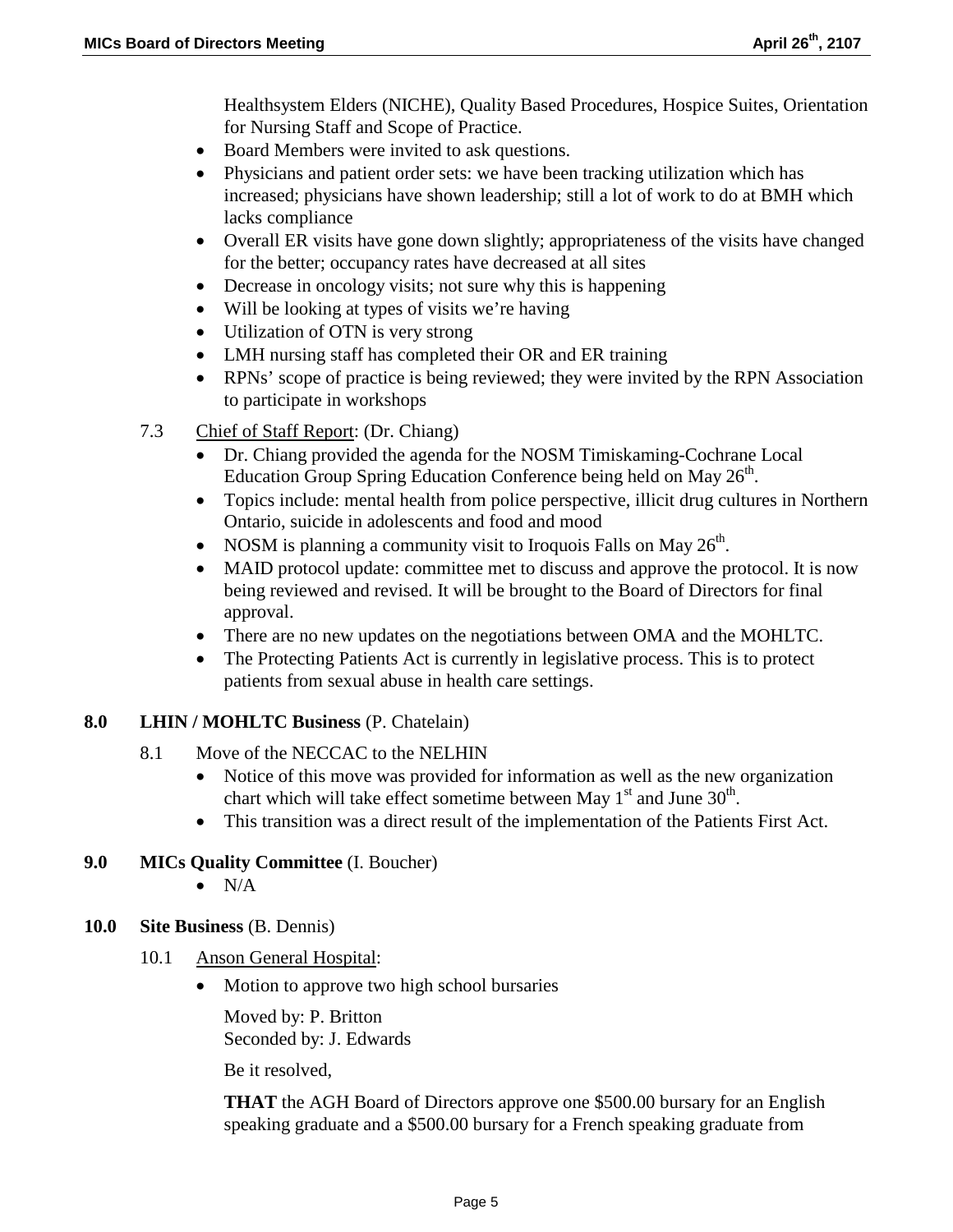Healthsystem Elders (NICHE), Quality Based Procedures, Hospice Suites, Orientation for Nursing Staff and Scope of Practice.

- Board Members were invited to ask questions.
- Physicians and patient order sets: we have been tracking utilization which has increased; physicians have shown leadership; still a lot of work to do at BMH which lacks compliance
- Overall ER visits have gone down slightly; appropriateness of the visits have changed for the better; occupancy rates have decreased at all sites
- Decrease in oncology visits; not sure why this is happening
- Will be looking at types of visits we're having
- Utilization of OTN is very strong
- LMH nursing staff has completed their OR and ER training
- RPNs' scope of practice is being reviewed; they were invited by the RPN Association to participate in workshops

7.3 Chief of Staff Report: (Dr. Chiang)

- Dr. Chiang provided the agenda for the NOSM Timiskaming-Cochrane Local Education Group Spring Education Conference being held on May 26th.
- Topics include: mental health from police perspective, illicit drug cultures in Northern Ontario, suicide in adolescents and food and mood
- NOSM is planning a community visit to Iroquois Falls on May 26th.
- MAID protocol update: committee met to discuss and approve the protocol. It is now being reviewed and revised. It will be brought to the Board of Directors for final approval.
- There are no new updates on the negotiations between OMA and the MOHLTC.
- The Protecting Patients Act is currently in legislative process. This is to protect patients from sexual abuse in health care settings.

**8.0 LHIN / MOHLTC Business** (P. Chatelain)

8.1 Move of the NECCAC to the NELHIN

- Notice of this move was provided for information as well as the new organization chart which will take effect sometime between May 1st and June 30th.
- This transition was a direct result of the implementation of the Patients First Act.

**9.0 MICs Quality Committee** (I. Boucher)

- N/A

**10.0 Site Business** (B. Dennis)

10.1 Anson General Hospital:

- Motion to approve two high school bursaries

  Moved by: P. Britton
  Seconded by: J. Edwards

  Be it resolved,

  **THAT** the AGH Board of Directors approve one $500.00 bursary for an English speaking graduate and a $500.00 bursary for a French speaking graduate from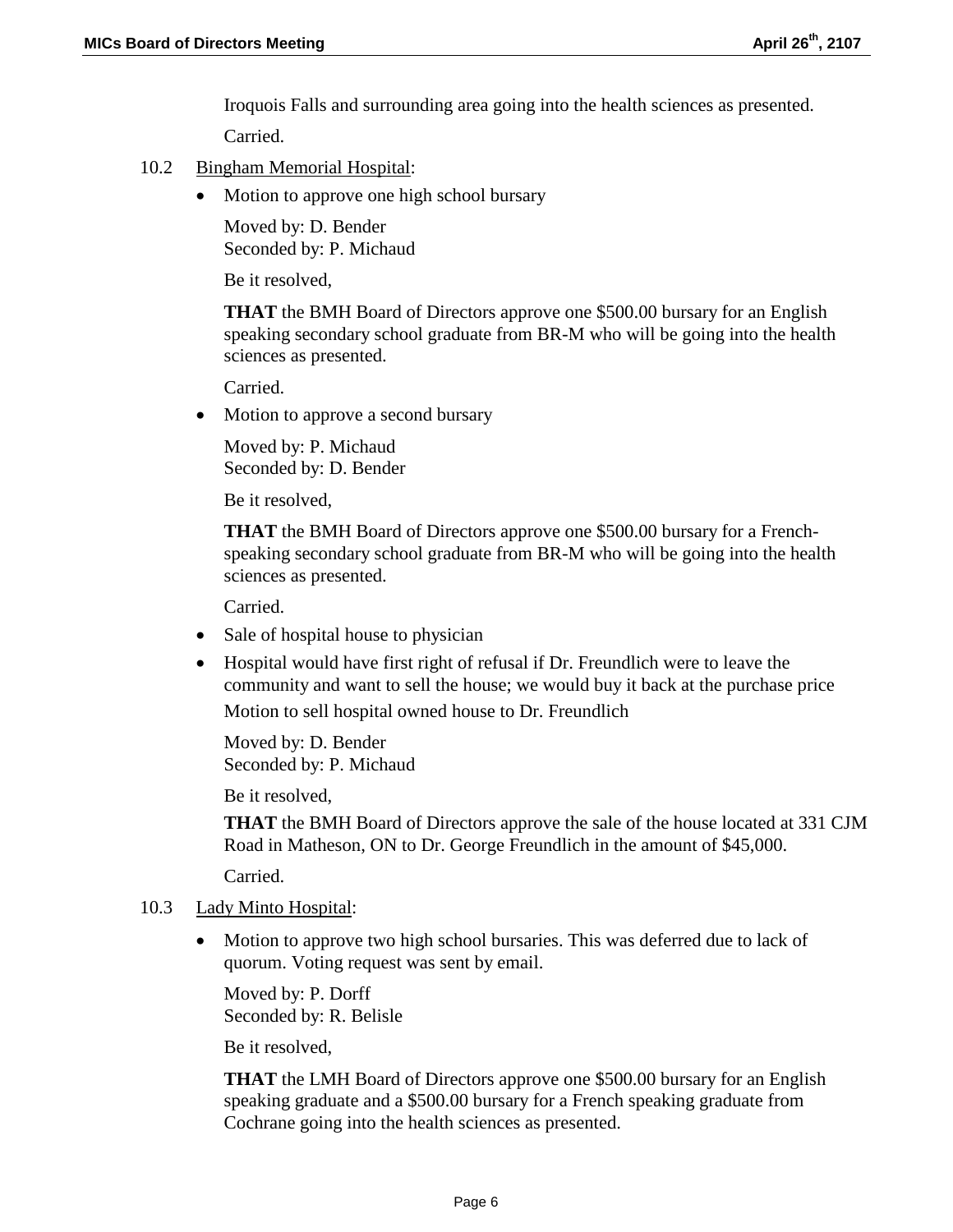Iroquois Falls and surrounding area going into the health sciences as presented.

Carried.

10.2 Bingham Memorial Hospital:

- Motion to approve one high school bursary

  Moved by: D. Bender
  Seconded by: P. Michaud

  Be it resolved,

  **THAT** the BMH Board of Directors approve one $500.00 bursary for an English speaking secondary school graduate from BR-M who will be going into the health sciences as presented.

  Carried.

- Motion to approve a second bursary

  Moved by: P. Michaud
  Seconded by: D. Bender

  Be it resolved,

  **THAT** the BMH Board of Directors approve one $500.00 bursary for a French-speaking secondary school graduate from BR-M who will be going into the health sciences as presented.

  Carried.

- Sale of hospital house to physician
- Hospital would have first right of refusal if Dr. Freundlich were to leave the community and want to sell the house; we would buy it back at the purchase price

  Motion to sell hospital owned house to Dr. Freundlich

  Moved by: D. Bender
  Seconded by: P. Michaud

  Be it resolved,

  **THAT** the BMH Board of Directors approve the sale of the house located at 331 CJM Road in Matheson, ON to Dr. George Freundlich in the amount of $45,000.

  Carried.

10.3 Lady Minto Hospital:

- Motion to approve two high school bursaries. This was deferred due to lack of quorum. Voting request was sent by email.

  Moved by: P. Dorff
  Seconded by: R. Belisle

  Be it resolved,

  **THAT** the LMH Board of Directors approve one $500.00 bursary for an English speaking graduate and a $500.00 bursary for a French speaking graduate from Cochrane going into the health sciences as presented.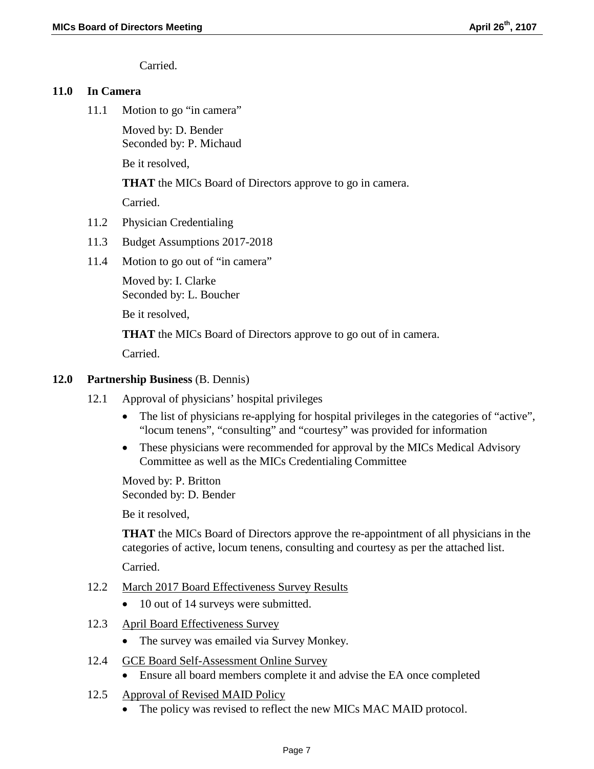Carried.

## 11.0 In Camera

11.1 Motion to go “in camera”

Moved by: D. Bender
Seconded by: P. Michaud

Be it resolved,

**THAT** the MICs Board of Directors approve to go in camera.

Carried.

11.2 Physician Credentialing

11.3 Budget Assumptions 2017-2018

11.4 Motion to go out of “in camera”

Moved by: I. Clarke
Seconded by: L. Boucher

Be it resolved,

**THAT** the MICs Board of Directors approve to go out of in camera.

Carried.

## 12.0 Partnership Business (B. Dennis)

12.1 Approval of physicians’ hospital privileges

- The list of physicians re-applying for hospital privileges in the categories of “active”, “locum tenens”, “consulting” and “courtesy” was provided for information
- These physicians were recommended for approval by the MICs Medical Advisory Committee as well as the MICs Credentialing Committee

Moved by: P. Britton
Seconded by: D. Bender

Be it resolved,

**THAT** the MICs Board of Directors approve the re-appointment of all physicians in the categories of active, locum tenens, consulting and courtesy as per the attached list.

Carried.

12.2 March 2017 Board Effectiveness Survey Results

- 10 out of 14 surveys were submitted.

12.3 April Board Effectiveness Survey

- The survey was emailed via Survey Monkey.

12.4 GCE Board Self-Assessment Online Survey

- Ensure all board members complete it and advise the EA once completed

12.5 Approval of Revised MAID Policy

- The policy was revised to reflect the new MICs MAC MAID protocol.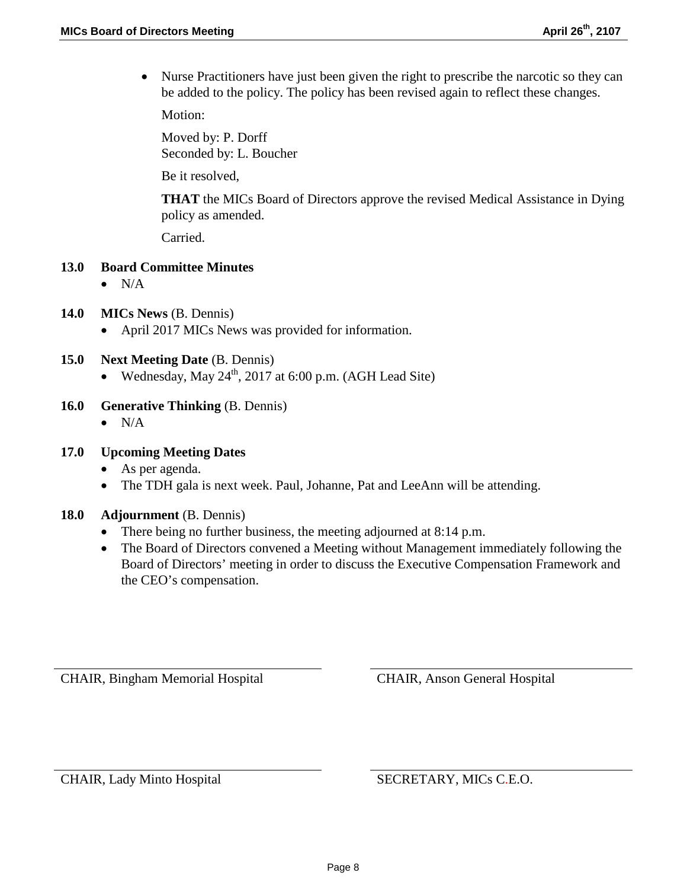- Nurse Practitioners have just been given the right to prescribe the narcotic so they can be added to the policy. The policy has been revised again to reflect these changes.

  Motion:

  Moved by: P. Dorff
  Seconded by: L. Boucher

  Be it resolved,

  **THAT** the MICs Board of Directors approve the revised Medical Assistance in Dying policy as amended.

  Carried.

**13.0 Board Committee Minutes**

- N/A

**14.0 MICs News** (B. Dennis)

- April 2017 MICs News was provided for information.

**15.0 Next Meeting Date** (B. Dennis)

- Wednesday, May 24th, 2017 at 6:00 p.m. (AGH Lead Site)

**16.0 Generative Thinking** (B. Dennis)

- N/A

**17.0 Upcoming Meeting Dates**

- As per agenda.
- The TDH gala is next week. Paul, Johanne, Pat and LeeAnn will be attending.

**18.0 Adjournment** (B. Dennis)

- There being no further business, the meeting adjourned at 8:14 p.m.
- The Board of Directors convened a Meeting without Management immediately following the Board of Directors' meeting in order to discuss the Executive Compensation Framework and the CEO's compensation.

CHAIR, Bingham Memorial Hospital

CHAIR, Anson General Hospital

CHAIR, Lady Minto Hospital

SECRETARY, MICs C.E.O.